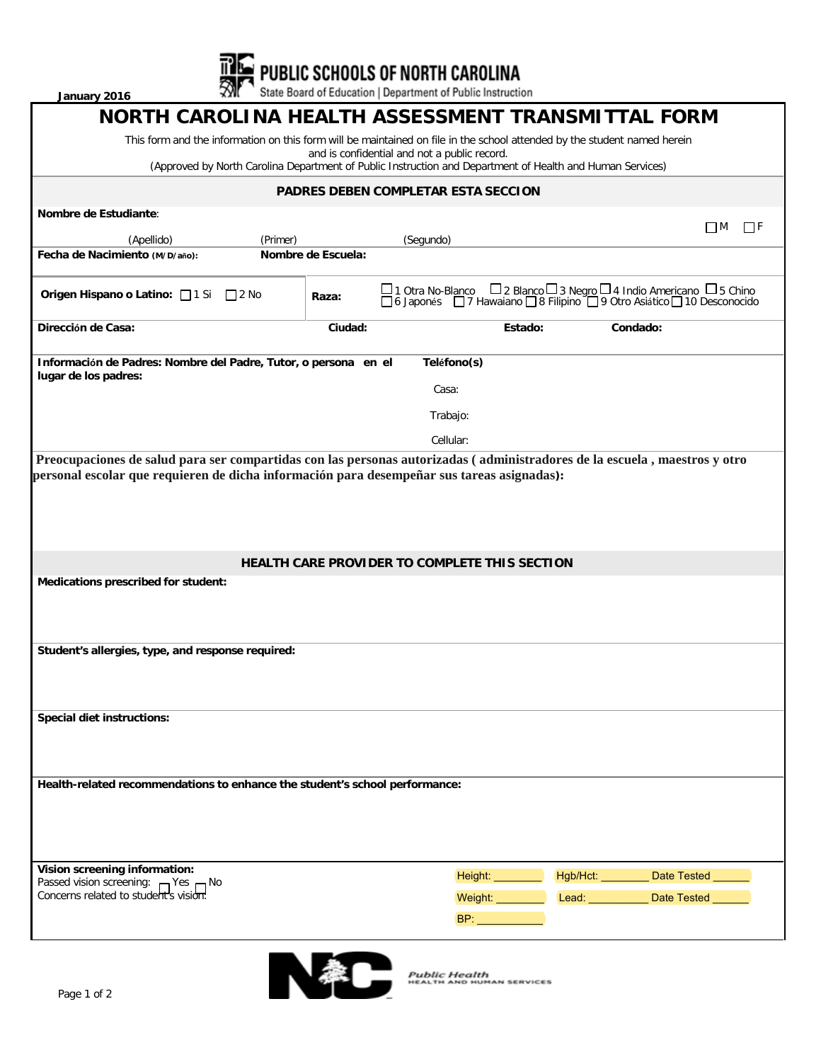January 2016

PUBLIC SCHOOLS OF NORTH CAROLINA
State Board of Education | Department of Public Instruction

# NORTH CAROLINA HEALTH ASSESSMENT TRANSMITTAL FORM

This form and the information on this form will be maintained on file in the school attended by the student named herein and is confidential and not a public record.
(Approved by North Carolina Department of Public Instruction and Department of Health and Human Services)

## PADRES DEBEN COMPLETAR ESTA SECCION

**Nombre de Estudiante**:

(Apellido) (Primer) (Segundo) ☐ M ☐ F

**Fecha de Nacimiento (M/D/año):** **Nombre de Escuela:**

**Origen Hispano o Latino:** ☐ 1 Si ☐ 2 No

**Raza:** ☐ 1 Otra No-Blanco ☐ 2 Blanco ☐ 3 Negro ☐ 4 Indio Americano ☐ 5 Chino ☐ 6 Japonés ☐ 7 Hawaiano ☐ 8 Filipino ☐ 9 Otro Asiático ☐ 10 Desconocido

**Dirección de Casa:** **Ciudad:** **Estado:** **Condado:**

**Información de Padres: Nombre del Padre, Tutor, o persona en el lugar de los padres:**

**Teléfono(s)**

Casa:

Trabajo:

Cellular:

**Preocupaciones de salud para ser compartidas con las personas autorizadas ( administradores de la escuela , maestros y otro personal escolar que requieren de dicha información para desempeñar sus tareas asignadas):**

## HEALTH CARE PROVIDER TO COMPLETE THIS SECTION

**Medications prescribed for student:**

**Student's allergies, type, and response required:**

**Special diet instructions:**

**Health-related recommendations to enhance the student's school performance:**

**Vision screening information:**
Passed vision screening: ☐ Yes ☐ No
Concerns related to student's vision:

Height: ________ Hgb/Hct: ________ Date Tested ______

Weight: ________ Lead: __________ Date Tested ______

BP: ___________

Public Health
HEALTH AND HUMAN SERVICES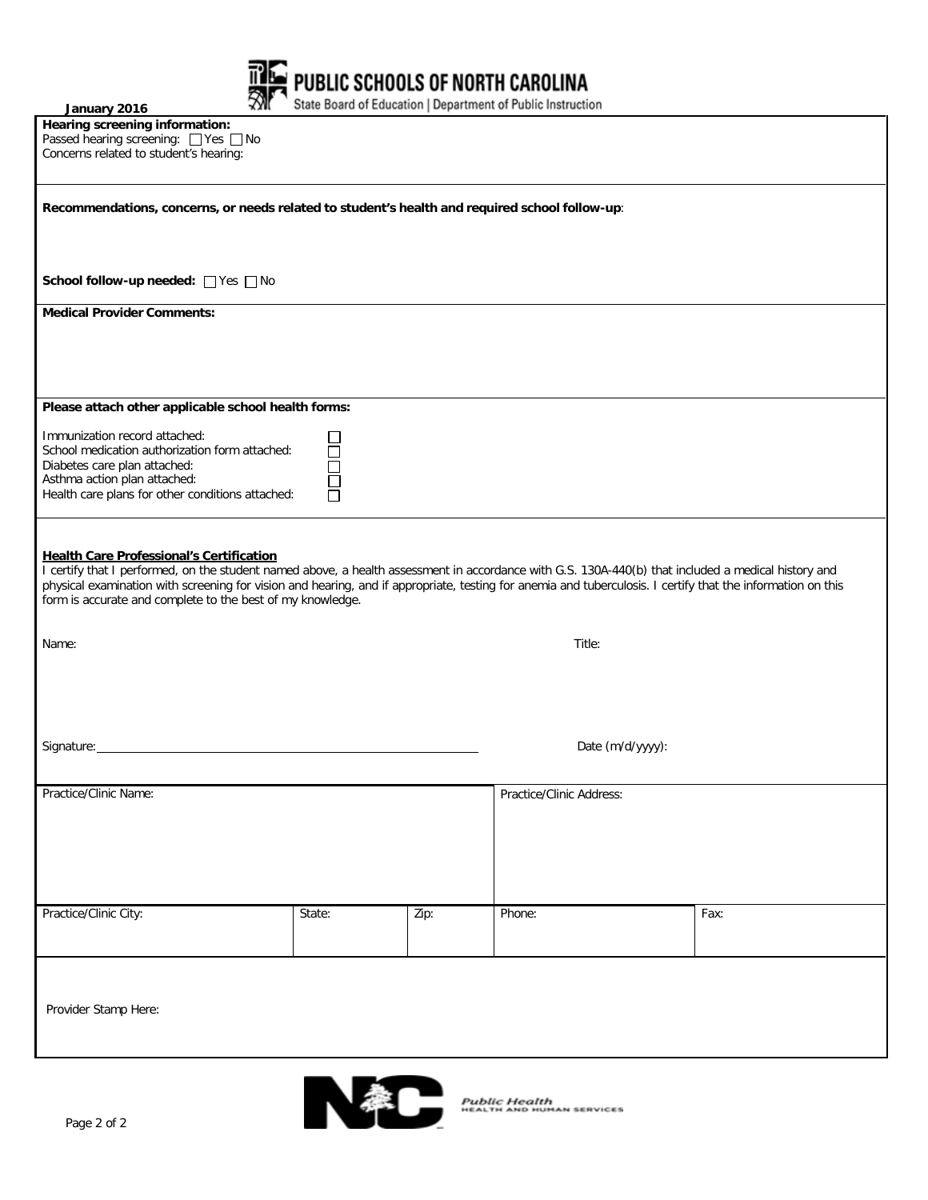**Hearing screening information:**
Passed hearing screening: ☐ Yes ☐ No
Concerns related to student's hearing:

**Recommendations, concerns, or needs related to student's health and required school follow-up**:

**School follow-up needed:** ☐ Yes ☐ No

**Medical Provider Comments:**

**Please attach other applicable school health forms:**

Immunization record attached: ☐
School medication authorization form attached: ☐
Diabetes care plan attached: ☐
Asthma action plan attached: ☐
Health care plans for other conditions attached: ☐

**Health Care Professional's Certification**

I certify that I performed, on the student named above, a health assessment in accordance with G.S. 130A-440(b) that included a medical history and physical examination with screening for vision and hearing, and if appropriate, testing for anemia and tuberculosis. I certify that the information on this form is accurate and complete to the best of my knowledge.

Name: Title:

Signature: ______________________________ Date (m/d/yyyy):

| Practice/Clinic Name: | | | Practice/Clinic Address: | |
|---|---|---|---|---|
| Practice/Clinic City: | State: | Zip: | Phone: | Fax: |

Provider Stamp Here: